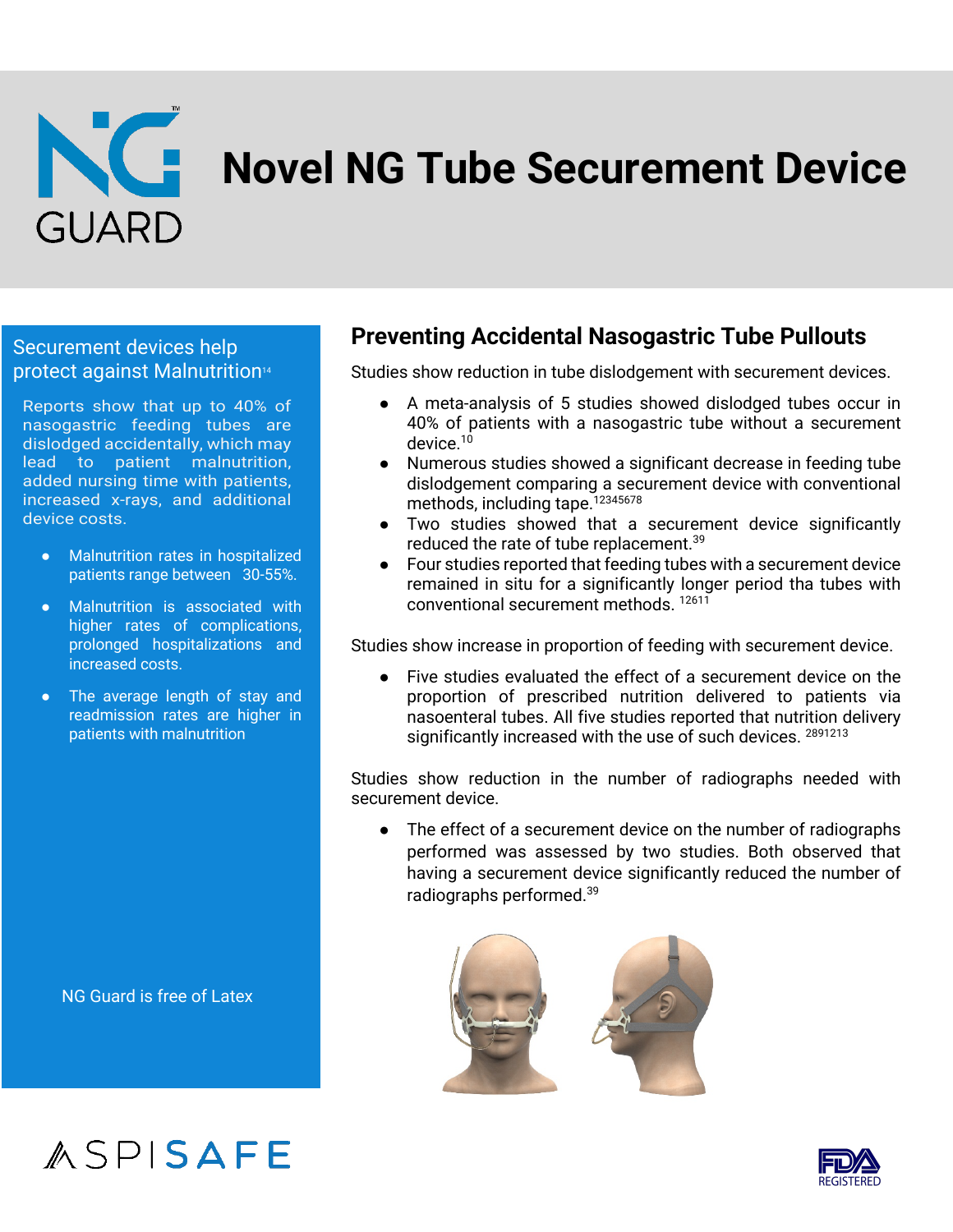# Novel NG Tube Securement Device

## Securement devices help protect against Malnutrition[14]

Reports show that up to 40% of nasogastric feeding tubes are dislodged accidentally, which may lead to patient malnutrition, added nursing time with patients, increased x-rays, and additional device costs.

- Malnutrition rates in hospitalized patients range between 30-55%.
- Malnutrition is associated with higher rates of complications, prolonged hospitalizations and increased costs.
- The average length of stay and readmission rates are higher in patients with malnutrition

NG Guard is free of Latex

## Preventing Accidental Nasogastric Tube Pullouts

Studies show reduction in tube dislodgement with securement devices.

- A meta-analysis of 5 studies showed dislodged tubes occur in 40% of patients with a nasogastric tube without a securement device.[10]
- Numerous studies showed a significant decrease in feeding tube dislodgement comparing a securement device with conventional methods, including tape.[12345678]
- Two studies showed that a securement device significantly reduced the rate of tube replacement.[39]
- Four studies reported that feeding tubes with a securement device remained in situ for a significantly longer period tha tubes with conventional securement methods. [12611]

Studies show increase in proportion of feeding with securement device.

- Five studies evaluated the effect of a securement device on the proportion of prescribed nutrition delivered to patients via nasoenteral tubes. All five studies reported that nutrition delivery significantly increased with the use of such devices. [2891213]

Studies show reduction in the number of radiographs needed with securement device.

- The effect of a securement device on the number of radiographs performed was assessed by two studies. Both observed that having a securement device significantly reduced the number of radiographs performed.[39]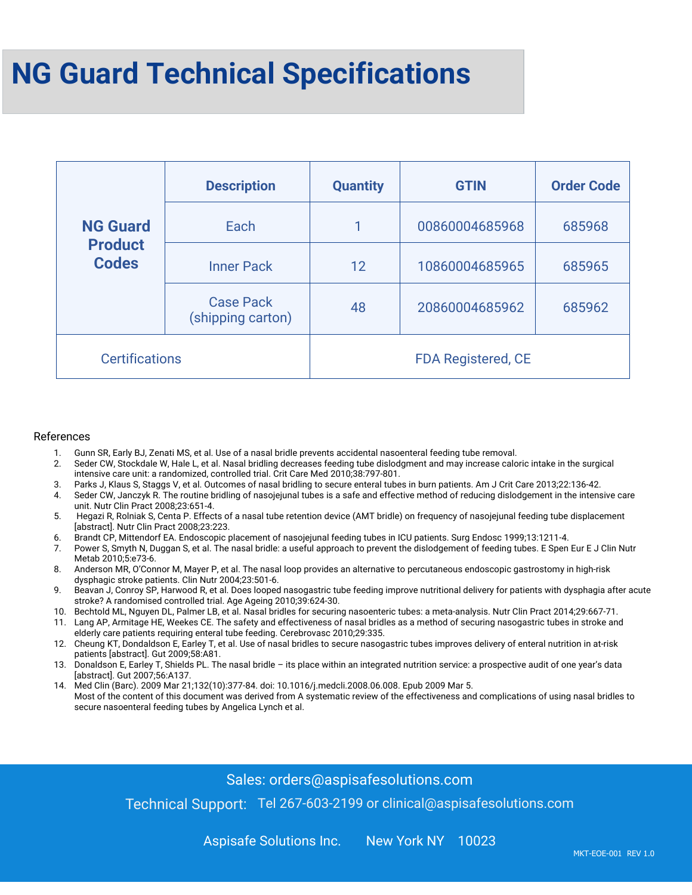# NG Guard Technical Specifications

| NG Guard Product Codes | Description | Quantity | GTIN | Order Code |
|---|---|---|---|---|
| | Each | 1 | 00860004685968 | 685968 |
| | Inner Pack | 12 | 10860004685965 | 685965 |
| | Case Pack (shipping carton) | 48 | 20860004685962 | 685962 |
| Certifications | | FDA Registered, CE | | |

References

1. Gunn SR, Early BJ, Zenati MS, et al. Use of a nasal bridle prevents accidental nasoenteral feeding tube removal.
2. Seder CW, Stockdale W, Hale L, et al. Nasal bridling decreases feeding tube dislodgment and may increase caloric intake in the surgical intensive care unit: a randomized, controlled trial. Crit Care Med 2010;38:797-801.
3. Parks J, Klaus S, Staggs V, et al. Outcomes of nasal bridling to secure enteral tubes in burn patients. Am J Crit Care 2013;22:136-42.
4. Seder CW, Janczyk R. The routine bridling of nasojejunal tubes is a safe and effective method of reducing dislodgement in the intensive care unit. Nutr Clin Pract 2008;23:651-4.
5. Hegazi R, Rolniak S, Centa P. Effects of a nasal tube retention device (AMT bridle) on frequency of nasojejunal feeding tube displacement [abstract]. Nutr Clin Pract 2008;23:223.
6. Brandt CP, Mittendorf EA. Endoscopic placement of nasojejunal feeding tubes in ICU patients. Surg Endosc 1999;13:1211-4.
7. Power S, Smyth N, Duggan S, et al. The nasal bridle: a useful approach to prevent the dislodgement of feeding tubes. E Spen Eur E J Clin Nutr Metab 2010;5:e73-6.
8. Anderson MR, O'Connor M, Mayer P, et al. The nasal loop provides an alternative to percutaneous endoscopic gastrostomy in high-risk dysphagic stroke patients. Clin Nutr 2004;23:501-6.
9. Beavan J, Conroy SP, Harwood R, et al. Does looped nasogastric tube feeding improve nutritional delivery for patients with dysphagia after acute stroke? A randomised controlled trial. Age Ageing 2010;39:624-30.
10. Bechtold ML, Nguyen DL, Palmer LB, et al. Nasal bridles for securing nasoenteric tubes: a meta-analysis. Nutr Clin Pract 2014;29:667-71.
11. Lang AP, Armitage HE, Weekes CE. The safety and effectiveness of nasal bridles as a method of securing nasogastric tubes in stroke and elderly care patients requiring enteral tube feeding. Cerebrovasc 2010;29:335.
12. Cheung KT, Dondaldson E, Earley T, et al. Use of nasal bridles to secure nasogastric tubes improves delivery of enteral nutrition in at-risk patients [abstract]. Gut 2009;58:A81.
13. Donaldson E, Earley T, Shields PL. The nasal bridle – its place within an integrated nutrition service: a prospective audit of one year's data [abstract]. Gut 2007;56:A137.
14. Med Clin (Barc). 2009 Mar 21;132(10):377-84. doi: 10.1016/j.medcli.2008.06.008. Epub 2009 Mar 5.
   Most of the content of this document was derived from A systematic review of the effectiveness and complications of using nasal bridles to secure nasoenteral feeding tubes by Angelica Lynch et al.

Sales: orders@aspisafesolutions.com

Technical Support: Tel 267-603-2199 or clinical@aspisafesolutions.com

Aspisafe Solutions Inc. New York NY 10023

MKT-EOE-001 REV 1.0